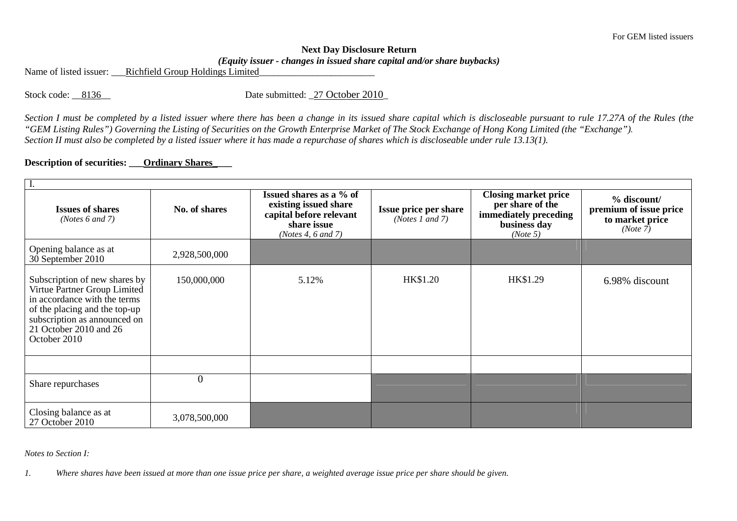For GEM listed issuers

**Next Day Disclosure Return**

***(Equity issuer - changes in issued share capital and/or share buybacks)***

Name of listed issuer: ___Richfield Group Holdings Limited________________________

Stock code: __8136__ Date submitted: _27 October 2010_

*Section I must be completed by a listed issuer where there has been a change in its issued share capital which is discloseable pursuant to rule 17.27A of the Rules (the "GEM Listing Rules") Governing the Listing of Securities on the Growth Enterprise Market of The Stock Exchange of Hong Kong Limited (the "Exchange").*
*Section II must also be completed by a listed issuer where it has made a repurchase of shares which is discloseable under rule 13.13(1).*

**Description of securities: ___Ordinary Shares____**

| I. | | | | | |
|---|---|---|---|---|---|
| **Issues of shares** *(Notes 6 and 7)* | **No. of shares** | **Issued shares as a % of existing issued share capital before relevant share issue** *(Notes 4, 6 and 7)* | **Issue price per share** *(Notes 1 and 7)* | **Closing market price per share of the immediately preceding business day** *(Note 5)* | **% discount/ premium of issue price to market price** *(Note 7)* |
| Opening balance as at 30 September 2010 | 2,928,500,000 | | | | |
| Subscription of new shares by Virtue Partner Group Limited in accordance with the terms of the placing and the top-up subscription as announced on 21 October 2010 and 26 October 2010 | 150,000,000 | 5.12% | HK$1.20 | HK$1.29 | 6.98% discount |
| | | | | | |
| Share repurchases | 0 | | | | |
| Closing balance as at 27 October 2010 | 3,078,500,000 | | | | |

*Notes to Section I:*

*1. Where shares have been issued at more than one issue price per share, a weighted average issue price per share should be given.*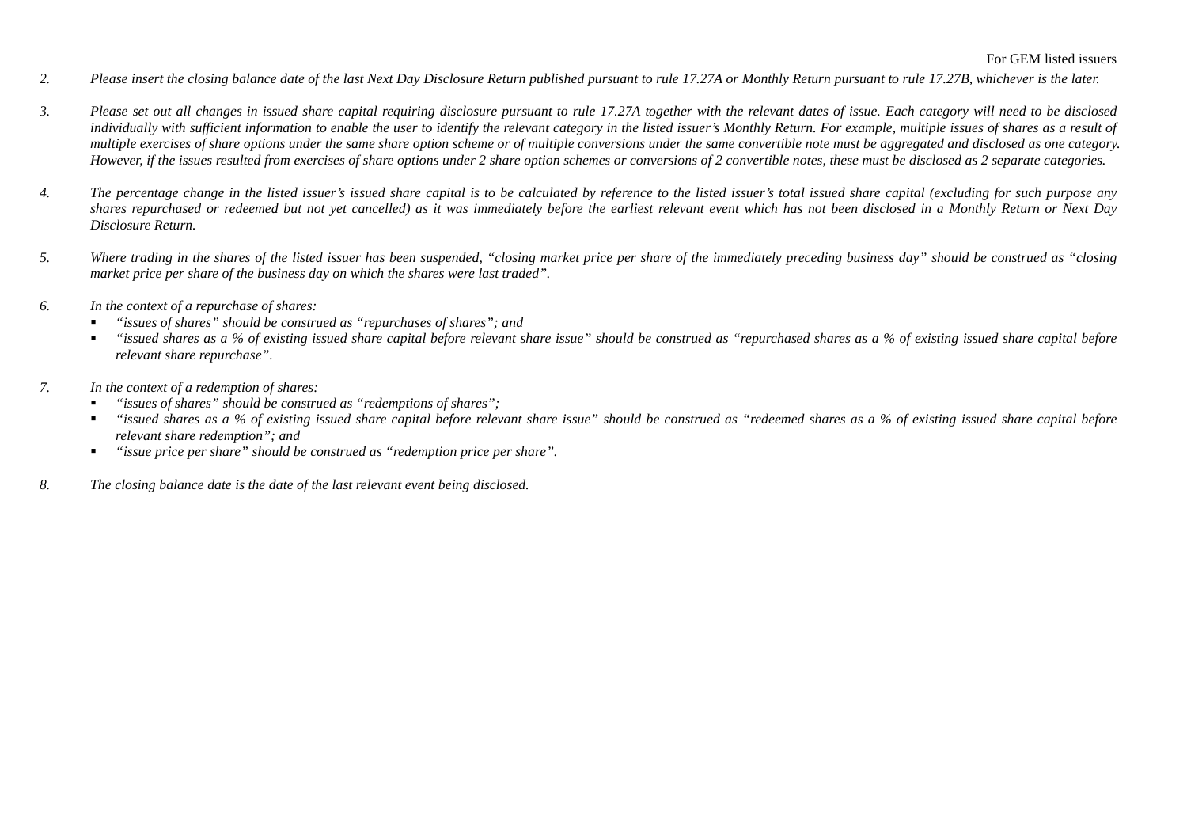*2.* *Please insert the closing balance date of the last Next Day Disclosure Return published pursuant to rule 17.27A or Monthly Return pursuant to rule 17.27B, whichever is the later.*

*3.* *Please set out all changes in issued share capital requiring disclosure pursuant to rule 17.27A together with the relevant dates of issue. Each category will need to be disclosed individually with sufficient information to enable the user to identify the relevant category in the listed issuer's Monthly Return. For example, multiple issues of shares as a result of multiple exercises of share options under the same share option scheme or of multiple conversions under the same convertible note must be aggregated and disclosed as one category. However, if the issues resulted from exercises of share options under 2 share option schemes or conversions of 2 convertible notes, these must be disclosed as 2 separate categories.*

*4.* *The percentage change in the listed issuer's issued share capital is to be calculated by reference to the listed issuer's total issued share capital (excluding for such purpose any shares repurchased or redeemed but not yet cancelled) as it was immediately before the earliest relevant event which has not been disclosed in a Monthly Return or Next Day Disclosure Return.*

*5.* *Where trading in the shares of the listed issuer has been suspended, "closing market price per share of the immediately preceding business day" should be construed as "closing market price per share of the business day on which the shares were last traded".*

*6.* *In the context of a repurchase of shares:*
- *"issues of shares" should be construed as "repurchases of shares"; and*
- *"issued shares as a % of existing issued share capital before relevant share issue" should be construed as "repurchased shares as a % of existing issued share capital before relevant share repurchase".*

*7.* *In the context of a redemption of shares:*
- *"issues of shares" should be construed as "redemptions of shares";*
- *"issued shares as a % of existing issued share capital before relevant share issue" should be construed as "redeemed shares as a % of existing issued share capital before relevant share redemption"; and*
- *"issue price per share" should be construed as "redemption price per share".*

*8.* *The closing balance date is the date of the last relevant event being disclosed.*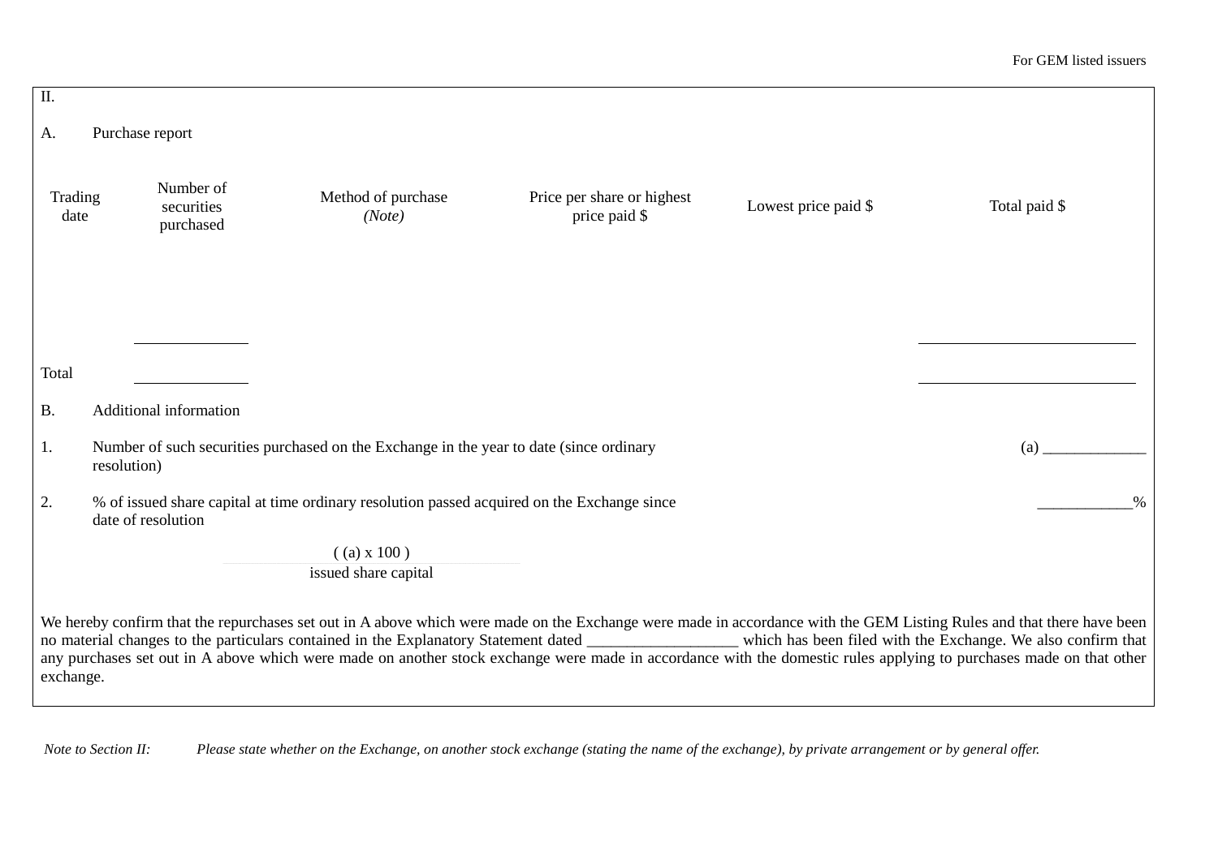For GEM listed issuers

II.

A. Purchase report

| Trading date | Number of securities purchased | Method of purchase *(Note)* | Price per share or highest price paid $ | Lowest price paid $ | Total paid $ |
|---|---|---|---|---|---|
| | | | | | |
| | ______________ | | | | ____________________________ |
| Total | ______________ | | | | ____________________________ |

B. Additional information

1. Number of such securities purchased on the Exchange in the year to date (since ordinary resolution) (a) _____________

2. % of issued share capital at time ordinary resolution passed acquired on the Exchange since date of resolution ____________%

$$\frac{((a) \times 100)}{\text{issued share capital}}$$

We hereby confirm that the repurchases set out in A above which were made on the Exchange were made in accordance with the GEM Listing Rules and that there have been no material changes to the particulars contained in the Explanatory Statement dated __________________ which has been filed with the Exchange. We also confirm that any purchases set out in A above which were made on another stock exchange were made in accordance with the domestic rules applying to purchases made on that other exchange.

*Note to Section II: Please state whether on the Exchange, on another stock exchange (stating the name of the exchange), by private arrangement or by general offer.*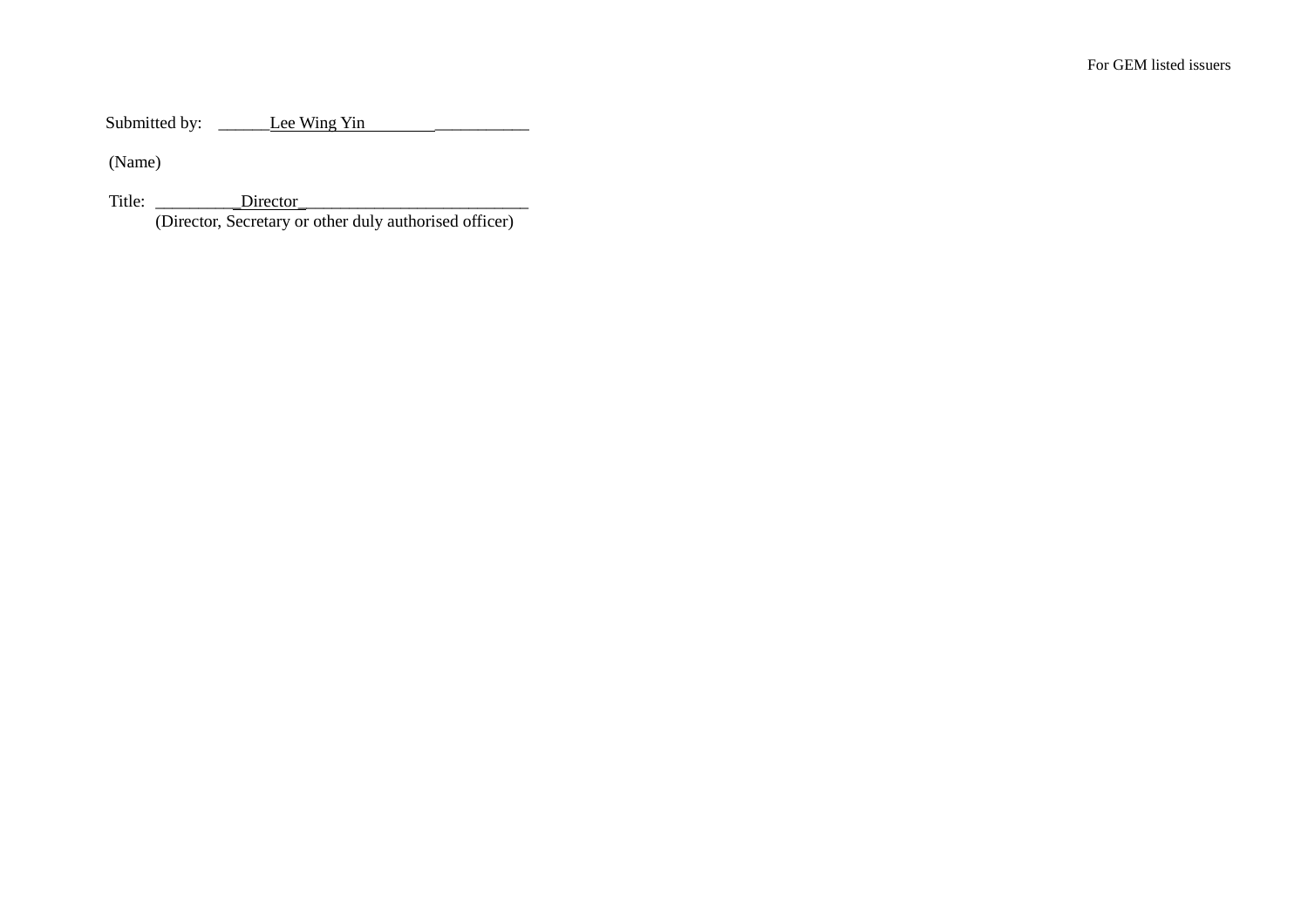For GEM listed issuers

Submitted by: ______Lee Wing Yin________ ___________

(Name)

Title: _________ Director _________________________

(Director, Secretary or other duly authorised officer)